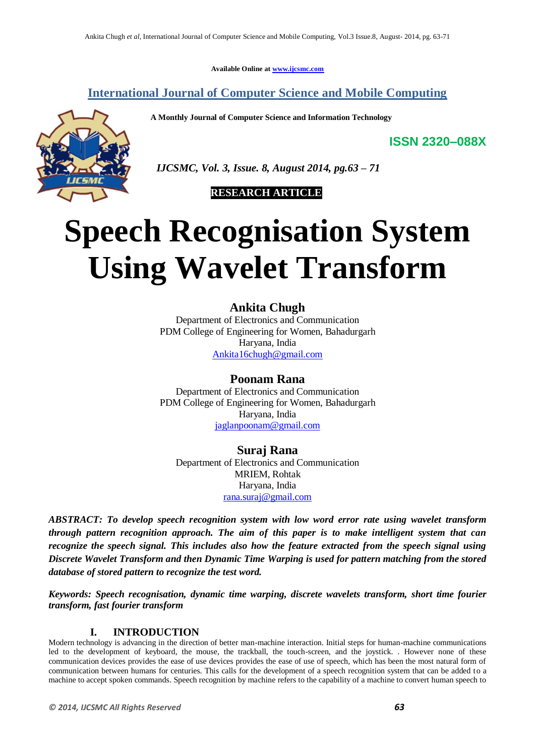Available Online at www.ijcsmc.com

## International Journal of Computer Science and Mobile Computing

**A Monthly Journal of Computer Science and Information Technology**

**ISSN 2320–088X**

*IJCSMC, Vol. 3, Issue. 8, August 2014, pg.63 – 71*

**RESEARCH ARTICLE**

# Speech Recognisation System Using Wavelet Transform

**Ankita Chugh**
Department of Electronics and Communication
PDM College of Engineering for Women, Bahadurgarh
Haryana, India
Ankita16chugh@gmail.com

**Poonam Rana**
Department of Electronics and Communication
PDM College of Engineering for Women, Bahadurgarh
Haryana, India
jaglanpoonam@gmail.com

**Suraj Rana**
Department of Electronics and Communication
MRIEM, Rohtak
Haryana, India
rana.suraj@gmail.com

***ABSTRACT:** To develop speech recognition system with low word error rate using wavelet transform through pattern recognition approach. The aim of this paper is to make intelligent system that can recognize the speech signal. This includes also how the feature extracted from the speech signal using Discrete Wavelet Transform and then Dynamic Time Warping is used for pattern matching from the stored database of stored pattern to recognize the test word.*

***Keywords:** Speech recognisation, dynamic time warping, discrete wavelets transform, short time fourier transform, fast fourier transform*

## I. INTRODUCTION

Modern technology is advancing in the direction of better man-machine interaction. Initial steps for human-machine communications led to the development of keyboard, the mouse, the trackball, the touch-screen, and the joystick. . However none of these communication devices provides the ease of use devices provides the ease of use of speech, which has been the most natural form of communication between humans for centuries. This calls for the development of a speech recognition system that can be added to a machine to accept spoken commands. Speech recognition by machine refers to the capability of a machine to convert human speech to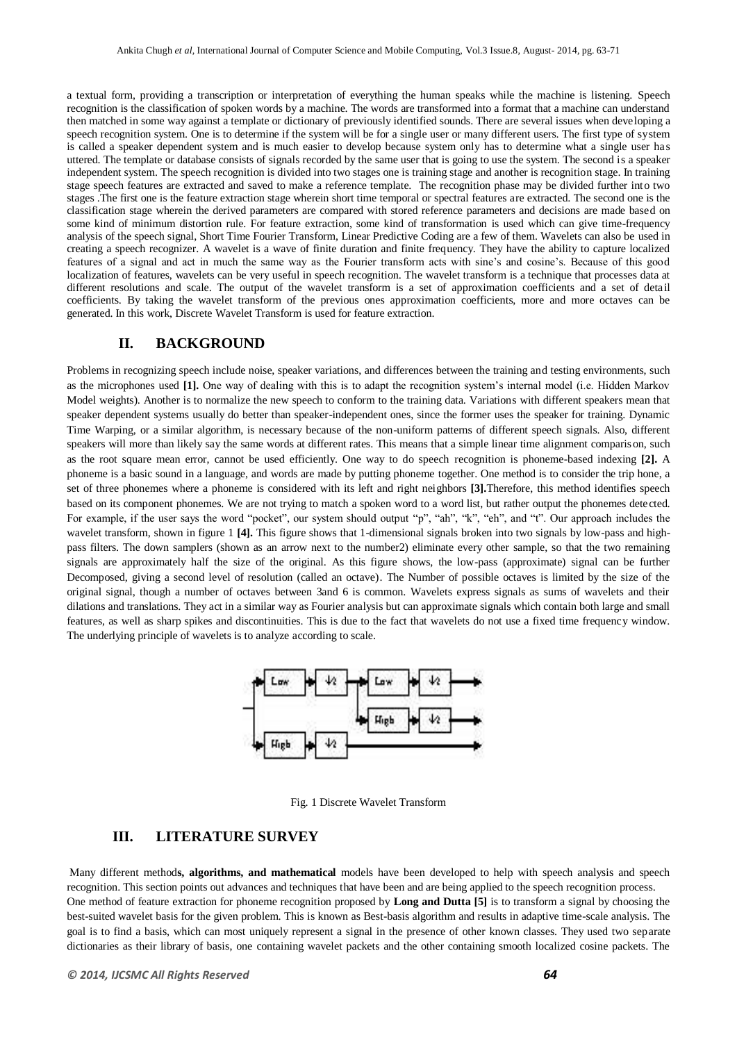a textual form, providing a transcription or interpretation of everything the human speaks while the machine is listening. Speech recognition is the classification of spoken words by a machine. The words are transformed into a format that a machine can understand then matched in some way against a template or dictionary of previously identified sounds. There are several issues when developing a speech recognition system. One is to determine if the system will be for a single user or many different users. The first type of system is called a speaker dependent system and is much easier to develop because system only has to determine what a single user has uttered. The template or database consists of signals recorded by the same user that is going to use the system. The second is a speaker independent system. The speech recognition is divided into two stages one is training stage and another is recognition stage. In training stage speech features are extracted and saved to make a reference template. The recognition phase may be divided further into two stages .The first one is the feature extraction stage wherein short time temporal or spectral features are extracted. The second one is the classification stage wherein the derived parameters are compared with stored reference parameters and decisions are made based on some kind of minimum distortion rule. For feature extraction, some kind of transformation is used which can give time-frequency analysis of the speech signal, Short Time Fourier Transform, Linear Predictive Coding are a few of them. Wavelets can also be used in creating a speech recognizer. A wavelet is a wave of finite duration and finite frequency. They have the ability to capture localized features of a signal and act in much the same way as the Fourier transform acts with sine's and cosine's. Because of this good localization of features, wavelets can be very useful in speech recognition. The wavelet transform is a technique that processes data at different resolutions and scale. The output of the wavelet transform is a set of approximation coefficients and a set of detail coefficients. By taking the wavelet transform of the previous ones approximation coefficients, more and more octaves can be generated. In this work, Discrete Wavelet Transform is used for feature extraction.

## II. BACKGROUND

Problems in recognizing speech include noise, speaker variations, and differences between the training and testing environments, such as the microphones used **[1].** One way of dealing with this is to adapt the recognition system's internal model (i.e. Hidden Markov Model weights). Another is to normalize the new speech to conform to the training data. Variations with different speakers mean that speaker dependent systems usually do better than speaker-independent ones, since the former uses the speaker for training. Dynamic Time Warping, or a similar algorithm, is necessary because of the non-uniform patterns of different speech signals. Also, different speakers will more than likely say the same words at different rates. This means that a simple linear time alignment comparison, such as the root square mean error, cannot be used efficiently. One way to do speech recognition is phoneme-based indexing **[2].** A phoneme is a basic sound in a language, and words are made by putting phoneme together. One method is to consider the trip hone, a set of three phonemes where a phoneme is considered with its left and right neighbors **[3].**Therefore, this method identifies speech based on its component phonemes. We are not trying to match a spoken word to a word list, but rather output the phonemes detected. For example, if the user says the word "pocket", our system should output "p", "ah", "k", "eh", and "t". Our approach includes the wavelet transform, shown in figure 1 **[4].** This figure shows that 1-dimensional signals broken into two signals by low-pass and high-pass filters. The down samplers (shown as an arrow next to the number2) eliminate every other sample, so that the two remaining signals are approximately half the size of the original. As this figure shows, the low-pass (approximate) signal can be further Decomposed, giving a second level of resolution (called an octave). The Number of possible octaves is limited by the size of the original signal, though a number of octaves between 3and 6 is common. Wavelets express signals as sums of wavelets and their dilations and translations. They act in a similar way as Fourier analysis but can approximate signals which contain both large and small features, as well as sharp spikes and discontinuities. This is due to the fact that wavelets do not use a fixed time frequency window. The underlying principle of wavelets is to analyze according to scale.

Low ↓2 Low ↓2

High ↓2

High ↓2

Fig. 1 Discrete Wavelet Transform

## III. LITERATURE SURVEY

Many different method**s, algorithms, and mathematical** models have been developed to help with speech analysis and speech recognition. This section points out advances and techniques that have been and are being applied to the speech recognition process.

One method of feature extraction for phoneme recognition proposed by **Long and Dutta [5]** is to transform a signal by choosing the best-suited wavelet basis for the given problem. This is known as Best-basis algorithm and results in adaptive time-scale analysis. The goal is to find a basis, which can most uniquely represent a signal in the presence of other known classes. They used two separate dictionaries as their library of basis, one containing wavelet packets and the other containing smooth localized cosine packets. The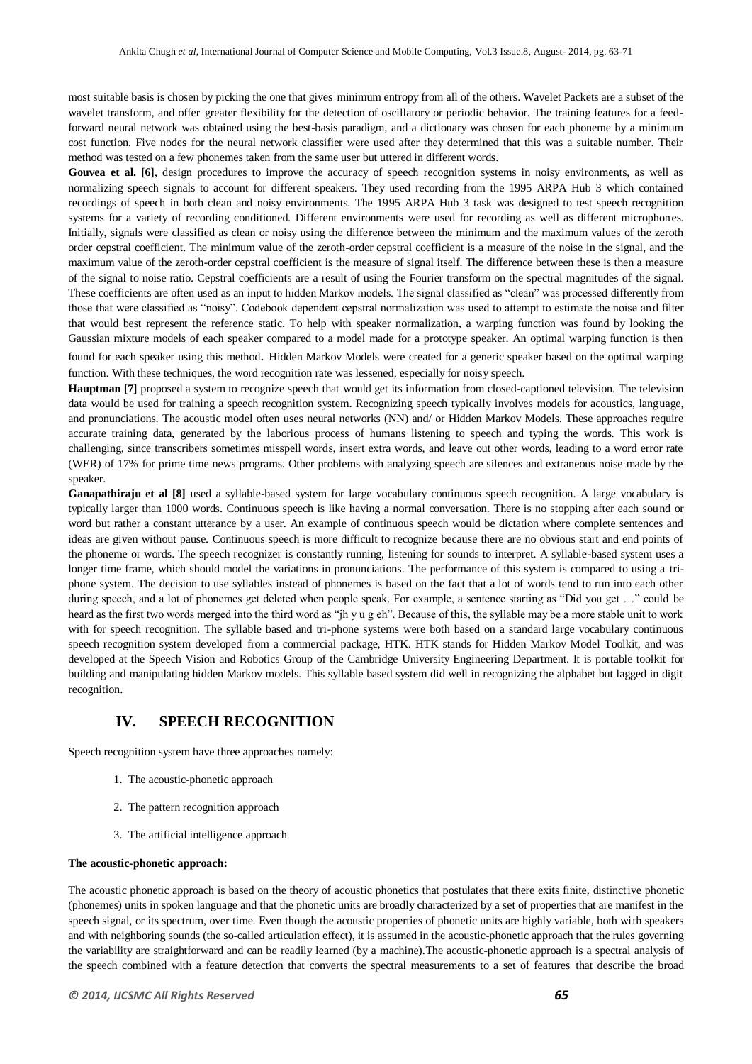most suitable basis is chosen by picking the one that gives minimum entropy from all of the others. Wavelet Packets are a subset of the wavelet transform, and offer greater flexibility for the detection of oscillatory or periodic behavior. The training features for a feed-forward neural network was obtained using the best-basis paradigm, and a dictionary was chosen for each phoneme by a minimum cost function. Five nodes for the neural network classifier were used after they determined that this was a suitable number. Their method was tested on a few phonemes taken from the same user but uttered in different words.

**Gouvea et al. [6]**, design procedures to improve the accuracy of speech recognition systems in noisy environments, as well as normalizing speech signals to account for different speakers. They used recording from the 1995 ARPA Hub 3 which contained recordings of speech in both clean and noisy environments. The 1995 ARPA Hub 3 task was designed to test speech recognition systems for a variety of recording conditioned. Different environments were used for recording as well as different microphones. Initially, signals were classified as clean or noisy using the difference between the minimum and the maximum values of the zeroth order cepstral coefficient. The minimum value of the zeroth-order cepstral coefficient is a measure of the noise in the signal, and the maximum value of the zeroth-order cepstral coefficient is the measure of signal itself. The difference between these is then a measure of the signal to noise ratio. Cepstral coefficients are a result of using the Fourier transform on the spectral magnitudes of the signal. These coefficients are often used as an input to hidden Markov models. The signal classified as "clean" was processed differently from those that were classified as "noisy". Codebook dependent cepstral normalization was used to attempt to estimate the noise and filter that would best represent the reference static. To help with speaker normalization, a warping function was found by looking the Gaussian mixture models of each speaker compared to a model made for a prototype speaker. An optimal warping function is then found for each speaker using this method. Hidden Markov Models were created for a generic speaker based on the optimal warping function. With these techniques, the word recognition rate was lessened, especially for noisy speech.

**Hauptman [7]** proposed a system to recognize speech that would get its information from closed-captioned television. The television data would be used for training a speech recognition system. Recognizing speech typically involves models for acoustics, language, and pronunciations. The acoustic model often uses neural networks (NN) and/ or Hidden Markov Models. These approaches require accurate training data, generated by the laborious process of humans listening to speech and typing the words. This work is challenging, since transcribers sometimes misspell words, insert extra words, and leave out other words, leading to a word error rate (WER) of 17% for prime time news programs. Other problems with analyzing speech are silences and extraneous noise made by the speaker.

**Ganapathiraju et al [8]** used a syllable-based system for large vocabulary continuous speech recognition. A large vocabulary is typically larger than 1000 words. Continuous speech is like having a normal conversation. There is no stopping after each sound or word but rather a constant utterance by a user. An example of continuous speech would be dictation where complete sentences and ideas are given without pause. Continuous speech is more difficult to recognize because there are no obvious start and end points of the phoneme or words. The speech recognizer is constantly running, listening for sounds to interpret. A syllable-based system uses a longer time frame, which should model the variations in pronunciations. The performance of this system is compared to using a tri-phone system. The decision to use syllables instead of phonemes is based on the fact that a lot of words tend to run into each other during speech, and a lot of phonemes get deleted when people speak. For example, a sentence starting as "Did you get …" could be heard as the first two words merged into the third word as "jh y u g eh". Because of this, the syllable may be a more stable unit to work with for speech recognition. The syllable based and tri-phone systems were both based on a standard large vocabulary continuous speech recognition system developed from a commercial package, HTK. HTK stands for Hidden Markov Model Toolkit, and was developed at the Speech Vision and Robotics Group of the Cambridge University Engineering Department. It is portable toolkit for building and manipulating hidden Markov models. This syllable based system did well in recognizing the alphabet but lagged in digit recognition.

## IV. SPEECH RECOGNITION

Speech recognition system have three approaches namely:

1. The acoustic-phonetic approach
2. The pattern recognition approach
3. The artificial intelligence approach

**The acoustic-phonetic approach:**

The acoustic phonetic approach is based on the theory of acoustic phonetics that postulates that there exits finite, distinctive phonetic (phonemes) units in spoken language and that the phonetic units are broadly characterized by a set of properties that are manifest in the speech signal, or its spectrum, over time. Even though the acoustic properties of phonetic units are highly variable, both with speakers and with neighboring sounds (the so-called articulation effect), it is assumed in the acoustic-phonetic approach that the rules governing the variability are straightforward and can be readily learned (by a machine).The acoustic-phonetic approach is a spectral analysis of the speech combined with a feature detection that converts the spectral measurements to a set of features that describe the broad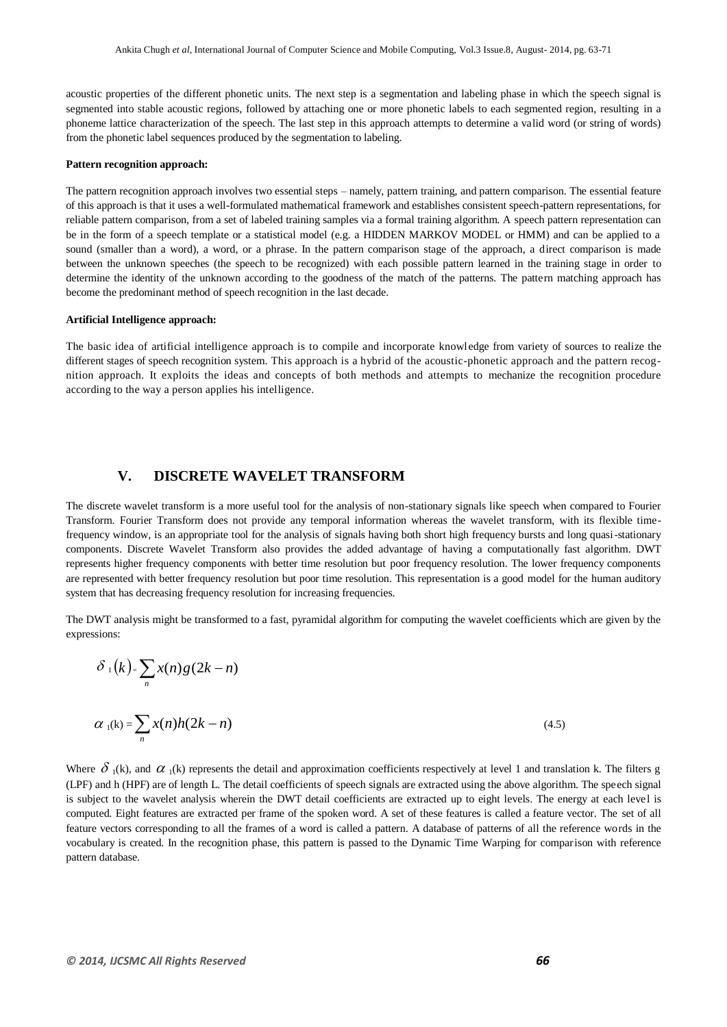acoustic properties of the different phonetic units. The next step is a segmentation and labeling phase in which the speech signal is segmented into stable acoustic regions, followed by attaching one or more phonetic labels to each segmented region, resulting in a phoneme lattice characterization of the speech. The last step in this approach attempts to determine a valid word (or string of words) from the phonetic label sequences produced by the segmentation to labeling.

**Pattern recognition approach:**

The pattern recognition approach involves two essential steps – namely, pattern training, and pattern comparison. The essential feature of this approach is that it uses a well-formulated mathematical framework and establishes consistent speech-pattern representations, for reliable pattern comparison, from a set of labeled training samples via a formal training algorithm. A speech pattern representation can be in the form of a speech template or a statistical model (e.g. a HIDDEN MARKOV MODEL or HMM) and can be applied to a sound (smaller than a word), a word, or a phrase. In the pattern comparison stage of the approach, a direct comparison is made between the unknown speeches (the speech to be recognized) with each possible pattern learned in the training stage in order to determine the identity of the unknown according to the goodness of the match of the patterns. The pattern matching approach has become the predominant method of speech recognition in the last decade.

**Artificial Intelligence approach:**

The basic idea of artificial intelligence approach is to compile and incorporate knowledge from variety of sources to realize the different stages of speech recognition system. This approach is a hybrid of the acoustic-phonetic approach and the pattern recognition approach. It exploits the ideas and concepts of both methods and attempts to mechanize the recognition procedure according to the way a person applies his intelligence.

## V. DISCRETE WAVELET TRANSFORM

The discrete wavelet transform is a more useful tool for the analysis of non-stationary signals like speech when compared to Fourier Transform. Fourier Transform does not provide any temporal information whereas the wavelet transform, with its flexible time-frequency window, is an appropriate tool for the analysis of signals having both short high frequency bursts and long quasi-stationary components. Discrete Wavelet Transform also provides the added advantage of having a computationally fast algorithm. DWT represents higher frequency components with better time resolution but poor frequency resolution. The lower frequency components are represented with better frequency resolution but poor time resolution. This representation is a good model for the human auditory system that has decreasing frequency resolution for increasing frequencies.

The DWT analysis might be transformed to a fast, pyramidal algorithm for computing the wavelet coefficients which are given by the expressions:

$$\delta_1(k) = \sum_n x(n) g(2k-n)$$

$$\alpha_1(k) = \sum_n x(n) h(2k-n) \tag{4.5}$$

Where $\delta_1(k)$, and $\alpha_1(k)$ represents the detail and approximation coefficients respectively at level 1 and translation k. The filters g (LPF) and h (HPF) are of length L. The detail coefficients of speech signals are extracted using the above algorithm. The speech signal is subject to the wavelet analysis wherein the DWT detail coefficients are extracted up to eight levels. The energy at each level is computed. Eight features are extracted per frame of the spoken word. A set of these features is called a feature vector. The set of all feature vectors corresponding to all the frames of a word is called a pattern. A database of patterns of all the reference words in the vocabulary is created. In the recognition phase, this pattern is passed to the Dynamic Time Warping for comparison with reference pattern database.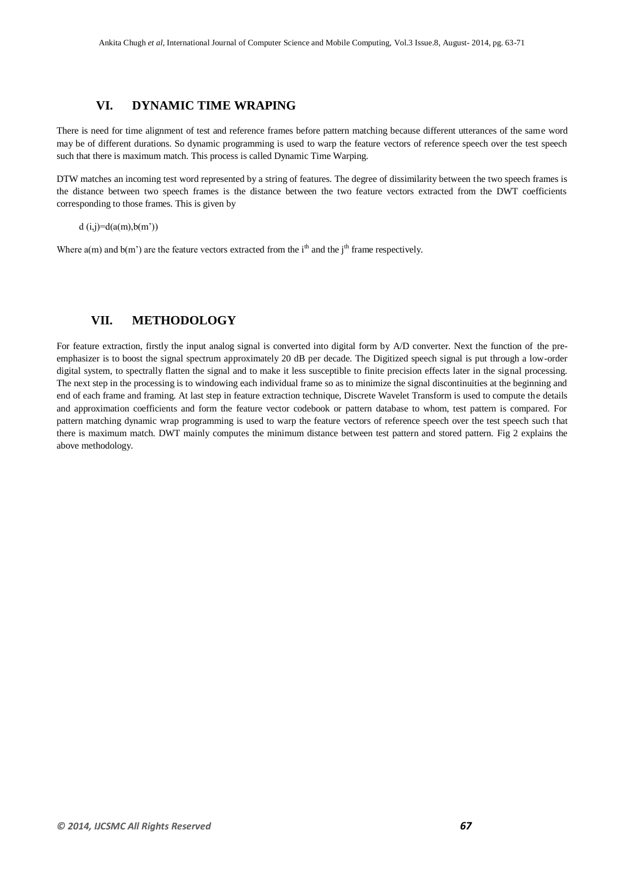## VI. DYNAMIC TIME WRAPING

There is need for time alignment of test and reference frames before pattern matching because different utterances of the same word may be of different durations. So dynamic programming is used to warp the feature vectors of reference speech over the test speech such that there is maximum match. This process is called Dynamic Time Warping.

DTW matches an incoming test word represented by a string of features. The degree of dissimilarity between the two speech frames is the distance between two speech frames is the distance between the two feature vectors extracted from the DWT coefficients corresponding to those frames. This is given by

$$d(i,j)=d(a(m),b(m'))$$

Where a(m) and b(m') are the feature vectors extracted from the $i^{th}$ and the $j^{th}$ frame respectively.

## VII. METHODOLOGY

For feature extraction, firstly the input analog signal is converted into digital form by A/D converter. Next the function of the pre-emphasizer is to boost the signal spectrum approximately 20 dB per decade. The Digitized speech signal is put through a low-order digital system, to spectrally flatten the signal and to make it less susceptible to finite precision effects later in the signal processing. The next step in the processing is to windowing each individual frame so as to minimize the signal discontinuities at the beginning and end of each frame and framing. At last step in feature extraction technique, Discrete Wavelet Transform is used to compute the details and approximation coefficients and form the feature vector codebook or pattern database to whom, test pattern is compared. For pattern matching dynamic wrap programming is used to warp the feature vectors of reference speech over the test speech such that there is maximum match. DWT mainly computes the minimum distance between test pattern and stored pattern. Fig 2 explains the above methodology.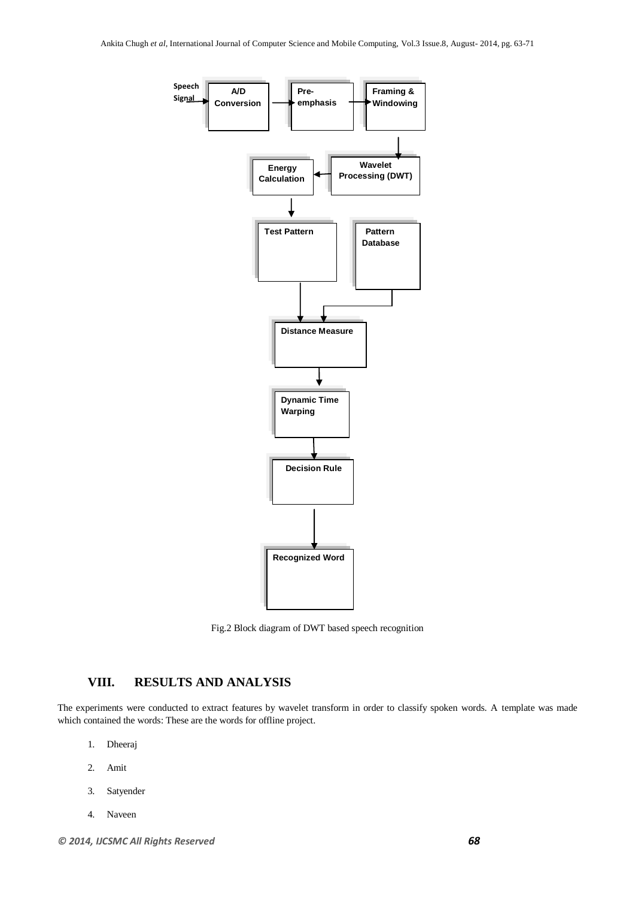Speech Signal

A/D Conversion

Pre-emphasis

Framing & Windowing

Wavelet Processing (DWT)

Energy Calculation

Test Pattern

Pattern Database

Distance Measure

Dynamic Time Warping

Decision Rule

Recognized Word

Fig.2 Block diagram of DWT based speech recognition

## VIII. RESULTS AND ANALYSIS

The experiments were conducted to extract features by wavelet transform in order to classify spoken words. A template was made which contained the words: These are the words for offline project.

1. Dheeraj
2. Amit
3. Satyender
4. Naveen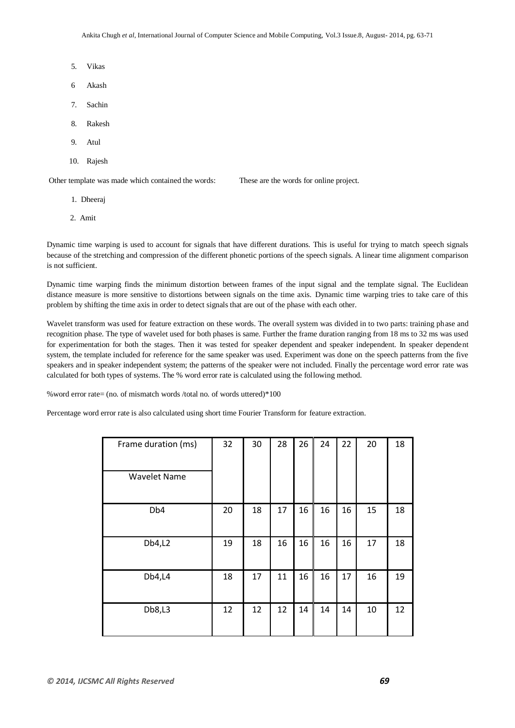5. Vikas
6 Akash
7. Sachin
8. Rakesh
9. Atul
10. Rajesh

Other template was made which contained the words: These are the words for online project.

1. Dheeraj
2. Amit

Dynamic time warping is used to account for signals that have different durations. This is useful for trying to match speech signals because of the stretching and compression of the different phonetic portions of the speech signals. A linear time alignment comparison is not sufficient.

Dynamic time warping finds the minimum distortion between frames of the input signal and the template signal. The Euclidean distance measure is more sensitive to distortions between signals on the time axis. Dynamic time warping tries to take care of this problem by shifting the time axis in order to detect signals that are out of the phase with each other.

Wavelet transform was used for feature extraction on these words. The overall system was divided in to two parts: training phase and recognition phase. The type of wavelet used for both phases is same. Further the frame duration ranging from 18 ms to 32 ms was used for experimentation for both the stages. Then it was tested for speaker dependent and speaker independent. In speaker dependent system, the template included for reference for the same speaker was used. Experiment was done on the speech patterns from the five speakers and in speaker independent system; the patterns of the speaker were not included. Finally the percentage word error rate was calculated for both types of systems. The % word error rate is calculated using the following method.

%word error rate= (no. of mismatch words /total no. of words uttered)*100

Percentage word error rate is also calculated using short time Fourier Transform for feature extraction.

| Frame duration (ms) / Wavelet Name | 32 | 30 | 28 | 26 | 24 | 22 | 20 | 18 |
|---|---|---|---|---|---|---|---|---|
| Db4 | 20 | 18 | 17 | 16 | 16 | 16 | 15 | 18 |
| Db4,L2 | 19 | 18 | 16 | 16 | 16 | 16 | 17 | 18 |
| Db4,L4 | 18 | 17 | 11 | 16 | 16 | 17 | 16 | 19 |
| Db8,L3 | 12 | 12 | 12 | 14 | 14 | 14 | 10 | 12 |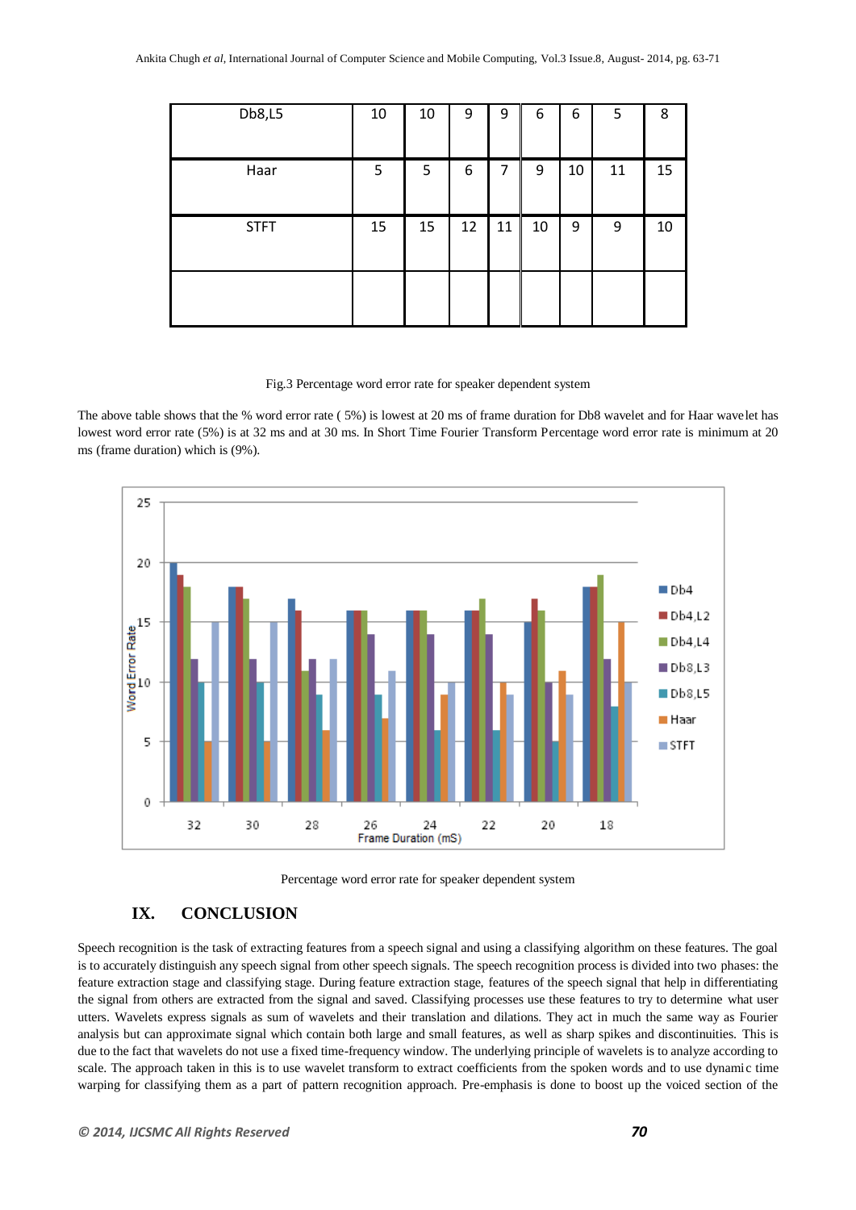| | | | | | | | | |
|---|---|---|---|---|---|---|---|---|
| Db8,L5 | 10 | 10 | 9 | 9 | 6 | 6 | 5 | 8 |
| Haar | 5 | 5 | 6 | 7 | 9 | 10 | 11 | 15 |
| STFT | 15 | 15 | 12 | 11 | 10 | 9 | 9 | 10 |
| | | | | | | | | |

Fig.3 Percentage word error rate for speaker dependent system

The above table shows that the % word error rate ( 5%) is lowest at 20 ms of frame duration for Db8 wavelet and for Haar wavelet has lowest word error rate (5%) is at 32 ms and at 30 ms. In Short Time Fourier Transform Percentage word error rate is minimum at 20 ms (frame duration) which is (9%).

Word Error Rate

25
20
15
10
5
0

32 30 28 26 24 22 20 18

Frame Duration (mS)

Db4
Db4,L2
Db4,L4
Db8,L3
Db8,L5
Haar
STFT

Percentage word error rate for speaker dependent system

## IX. CONCLUSION

Speech recognition is the task of extracting features from a speech signal and using a classifying algorithm on these features. The goal is to accurately distinguish any speech signal from other speech signals. The speech recognition process is divided into two phases: the feature extraction stage and classifying stage. During feature extraction stage, features of the speech signal that help in differentiating the signal from others are extracted from the signal and saved. Classifying processes use these features to try to determine what user utters. Wavelets express signals as sum of wavelets and their translation and dilations. They act in much the same way as Fourier analysis but can approximate signal which contain both large and small features, as well as sharp spikes and discontinuities. This is due to the fact that wavelets do not use a fixed time-frequency window. The underlying principle of wavelets is to analyze according to scale. The approach taken in this is to use wavelet transform to extract coefficients from the spoken words and to use dynamic time warping for classifying them as a part of pattern recognition approach. Pre-emphasis is done to boost up the voiced section of the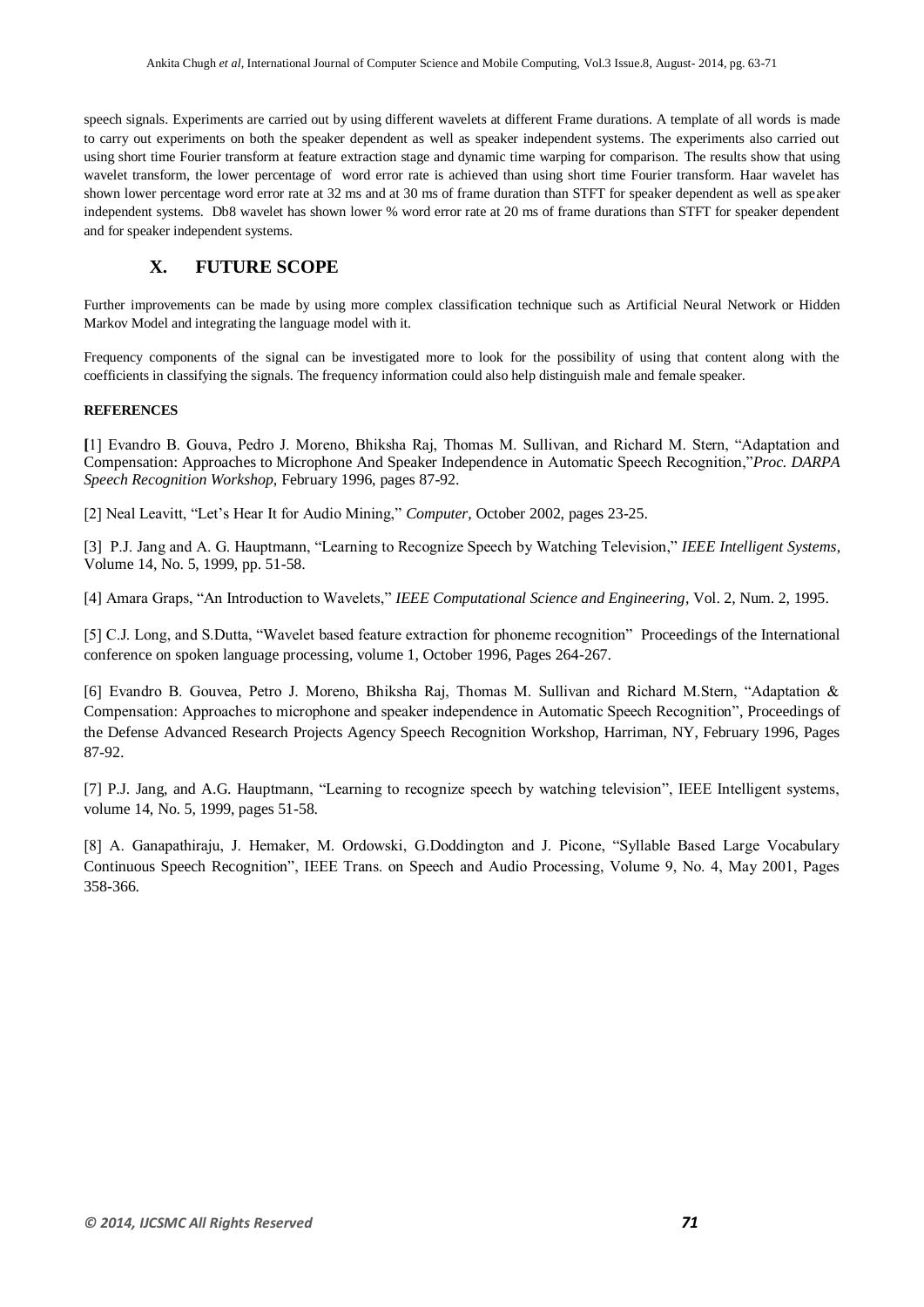speech signals. Experiments are carried out by using different wavelets at different Frame durations. A template of all words is made to carry out experiments on both the speaker dependent as well as speaker independent systems. The experiments also carried out using short time Fourier transform at feature extraction stage and dynamic time warping for comparison. The results show that using wavelet transform, the lower percentage of word error rate is achieved than using short time Fourier transform. Haar wavelet has shown lower percentage word error rate at 32 ms and at 30 ms of frame duration than STFT for speaker dependent as well as speaker independent systems. Db8 wavelet has shown lower % word error rate at 20 ms of frame durations than STFT for speaker dependent and for speaker independent systems.

## X. FUTURE SCOPE

Further improvements can be made by using more complex classification technique such as Artificial Neural Network or Hidden Markov Model and integrating the language model with it.

Frequency components of the signal can be investigated more to look for the possibility of using that content along with the coefficients in classifying the signals. The frequency information could also help distinguish male and female speaker.

**REFERENCES**

[1] Evandro B. Gouva, Pedro J. Moreno, Bhiksha Raj, Thomas M. Sullivan, and Richard M. Stern, "Adaptation and Compensation: Approaches to Microphone And Speaker Independence in Automatic Speech Recognition,"*Proc. DARPA Speech Recognition Workshop*, February 1996, pages 87-92.

[2] Neal Leavitt, "Let's Hear It for Audio Mining," *Computer*, October 2002, pages 23-25.

[3] P.J. Jang and A. G. Hauptmann, "Learning to Recognize Speech by Watching Television," *IEEE Intelligent Systems*, Volume 14, No. 5, 1999, pp. 51-58.

[4] Amara Graps, "An Introduction to Wavelets," *IEEE Computational Science and Engineering*, Vol. 2, Num. 2, 1995.

[5] C.J. Long, and S.Dutta, "Wavelet based feature extraction for phoneme recognition" Proceedings of the International conference on spoken language processing, volume 1, October 1996, Pages 264-267.

[6] Evandro B. Gouvea, Petro J. Moreno, Bhiksha Raj, Thomas M. Sullivan and Richard M.Stern, "Adaptation & Compensation: Approaches to microphone and speaker independence in Automatic Speech Recognition", Proceedings of the Defense Advanced Research Projects Agency Speech Recognition Workshop, Harriman, NY, February 1996, Pages 87-92.

[7] P.J. Jang, and A.G. Hauptmann, "Learning to recognize speech by watching television", IEEE Intelligent systems, volume 14, No. 5, 1999, pages 51-58.

[8] A. Ganapathiraju, J. Hemaker, M. Ordowski, G.Doddington and J. Picone, "Syllable Based Large Vocabulary Continuous Speech Recognition", IEEE Trans. on Speech and Audio Processing, Volume 9, No. 4, May 2001, Pages 358-366.